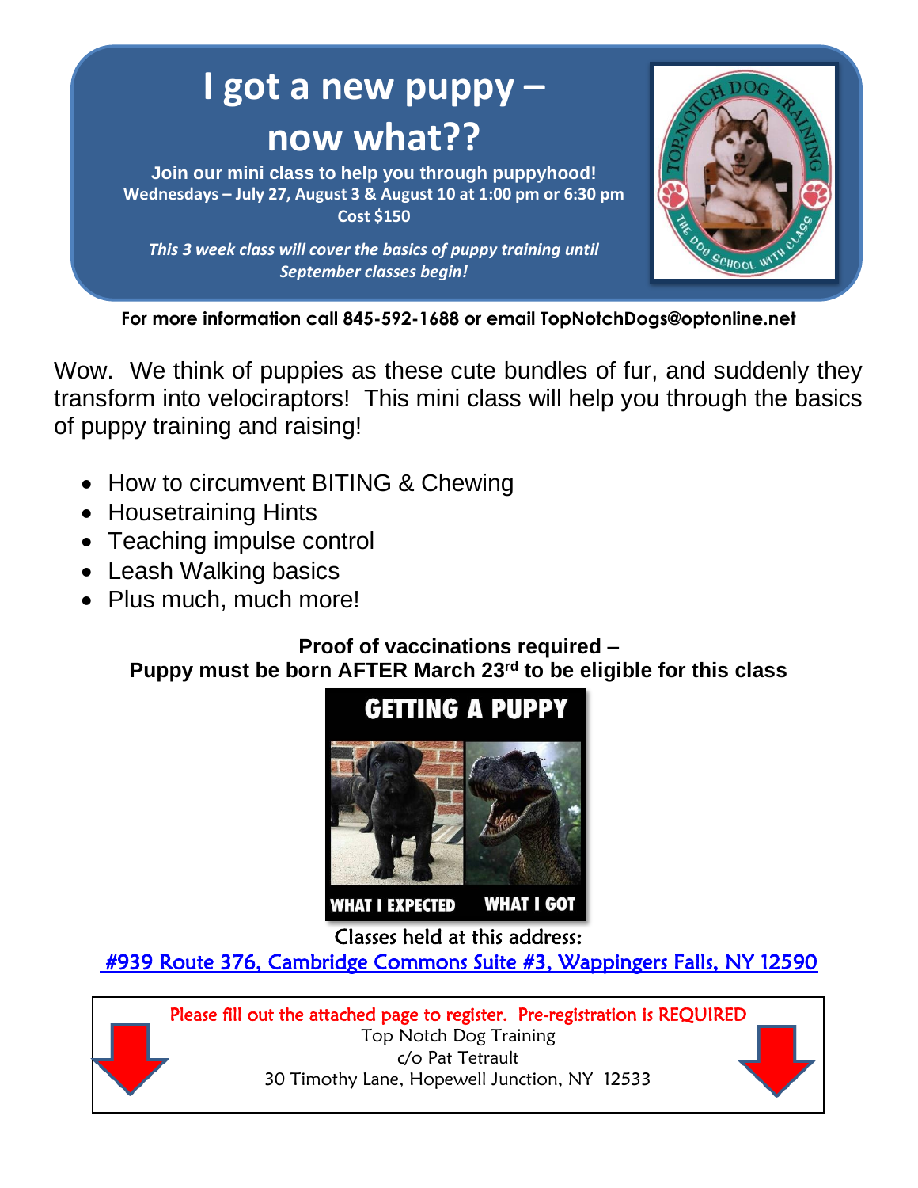# I got a new puppy – now what??

**Join our mini class to help you through puppyhood!**
**Wednesdays – July 27, August 3 & August 10 at 1:00 pm or 6:30 pm**
**Cost $150**

***This 3 week class will cover the basics of puppy training until September classes begin!***

**For more information call 845-592-1688 or email TopNotchDogs@optonline.net**

Wow. We think of puppies as these cute bundles of fur, and suddenly they transform into velociraptors! This mini class will help you through the basics of puppy training and raising!

- How to circumvent BITING & Chewing
- Housetraining Hints
- Teaching impulse control
- Leash Walking basics
- Plus much, much more!

**Proof of vaccinations required –**
**Puppy must be born AFTER March 23rd to be eligible for this class**

Classes held at this address:
#939 Route 376, Cambridge Commons Suite #3, Wappingers Falls, NY 12590

Please fill out the attached page to register. Pre-registration is REQUIRED
Top Notch Dog Training
c/o Pat Tetrault
30 Timothy Lane, Hopewell Junction, NY 12533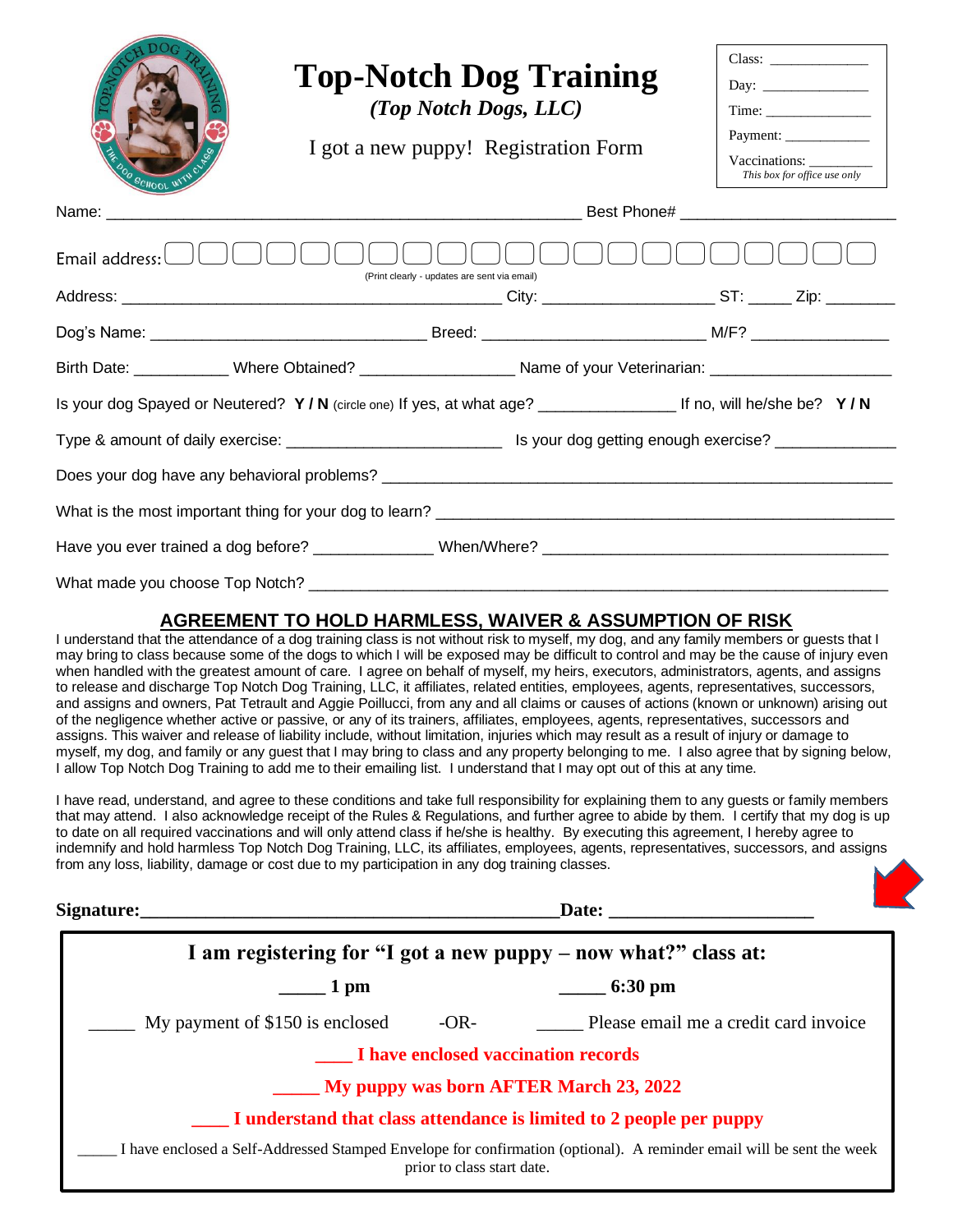# Top-Notch Dog Training

*(Top Notch Dogs, LLC)*

I got a new puppy! Registration Form

Class: ______________
Day: ______________
Time: ______________
Payment: ____________
Vaccinations: _________
*This box for office use only*

Name: ________________________________________________________ Best Phone# _______________________

Email address: ______________________________________________
(Print clearly - updates are sent via email)

Address: ____________________________________________ City: ____________________ ST: _____ Zip: ________

Dog's Name: _______________________________ Breed: _________________________ M/F? ________________

Birth Date: ___________ Where Obtained? _________________ Name of your Veterinarian: _____________________

Is your dog Spayed or Neutered? **Y / N** (circle one) If yes, at what age? _______________ If no, will he/she be? **Y / N**

Type & amount of daily exercise: _________________________ Is your dog getting enough exercise? _____________

Does your dog have any behavioral problems? ____________________________________________________________

What is the most important thing for your dog to learn? ______________________________________________________

Have you ever trained a dog before? ______________ When/Where? ____________________________________________

What made you choose Top Notch? _____________________________________________________________________

## AGREEMENT TO HOLD HARMLESS, WAIVER & ASSUMPTION OF RISK

I understand that the attendance of a dog training class is not without risk to myself, my dog, and any family members or guests that I may bring to class because some of the dogs to which I will be exposed may be difficult to control and may be the cause of injury even when handled with the greatest amount of care. I agree on behalf of myself, my heirs, executors, administrators, agents, and assigns to release and discharge Top Notch Dog Training, LLC, it affiliates, related entities, employees, agents, representatives, successors, and assigns and owners, Pat Tetrault and Aggie Poillucci, from any and all claims or causes of actions (known or unknown) arising out of the negligence whether active or passive, or any of its trainers, affiliates, employees, agents, representatives, successors and assigns. This waiver and release of liability include, without limitation, injuries which may result as a result of injury or damage to myself, my dog, and family or any guest that I may bring to class and any property belonging to me. I also agree that by signing below, I allow Top Notch Dog Training to add me to their emailing list. I understand that I may opt out of this at any time.

I have read, understand, and agree to these conditions and take full responsibility for explaining them to any guests or family members that may attend. I also acknowledge receipt of the Rules & Regulations, and further agree to abide by them. I certify that my dog is up to date on all required vaccinations and will only attend class if he/she is healthy. By executing this agreement, I hereby agree to indemnify and hold harmless Top Notch Dog Training, LLC, its affiliates, employees, agents, representatives, successors, and assigns from any loss, liability, damage or cost due to my participation in any dog training classes.

**Signature:**_______________________________________________**Date:** _____________________

**I am registering for "I got a new puppy – now what?" class at:**

**_____ 1 pm** **_____ 6:30 pm**

_____ My payment of $150 is enclosed -OR- _____ Please email me a credit card invoice

**____ I have enclosed vaccination records**

**_____ My puppy was born AFTER March 23, 2022**

**____ I understand that class attendance is limited to 2 people per puppy**

_____ I have enclosed a Self-Addressed Stamped Envelope for confirmation (optional). A reminder email will be sent the week prior to class start date.